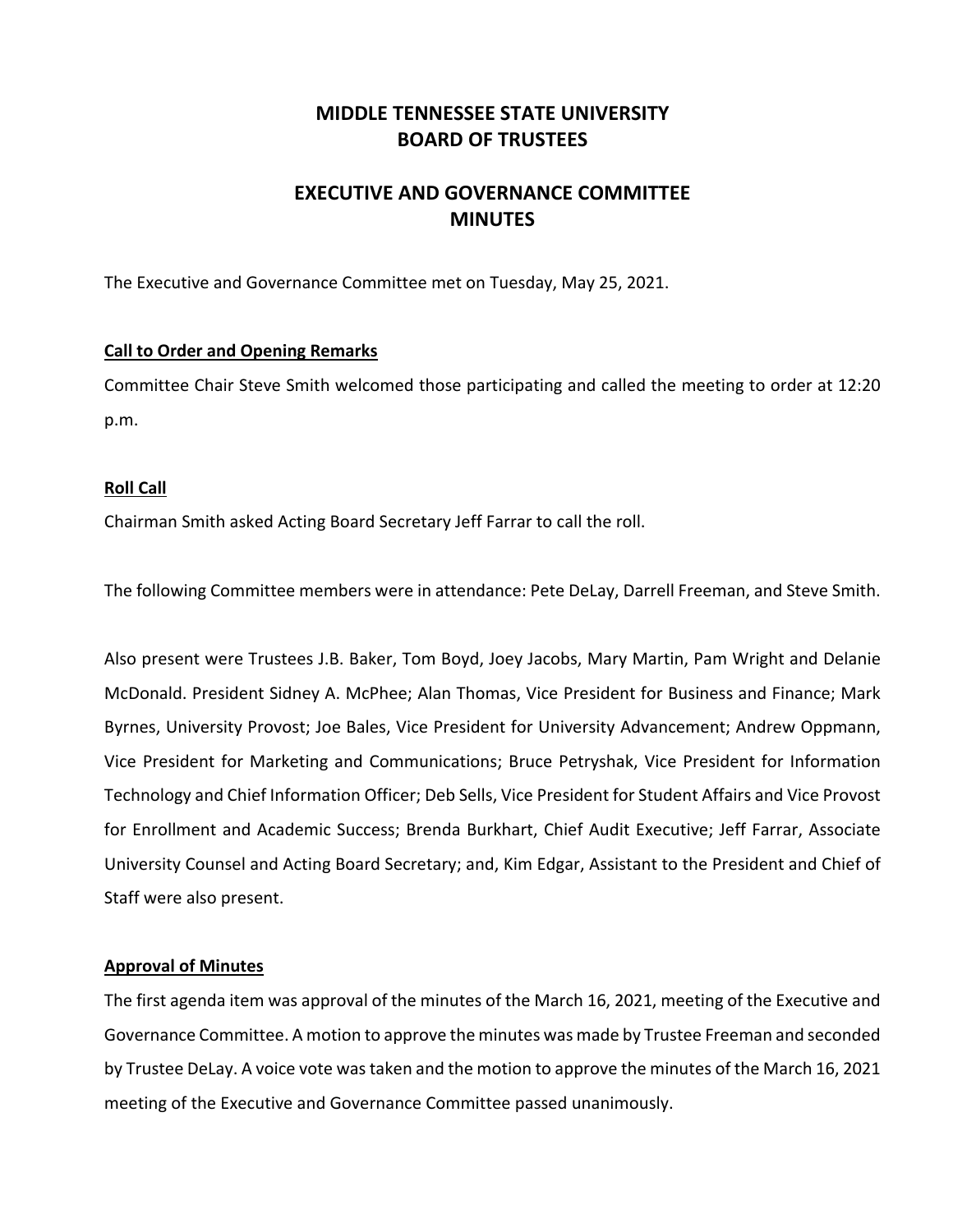# MIDDLE TENNESSEE STATE UNIVERSITY
# BOARD OF TRUSTEES

## EXECUTIVE AND GOVERNANCE COMMITTEE
## MINUTES

The Executive and Governance Committee met on Tuesday, May 25, 2021.

**Call to Order and Opening Remarks**

Committee Chair Steve Smith welcomed those participating and called the meeting to order at 12:20 p.m.

**Roll Call**

Chairman Smith asked Acting Board Secretary Jeff Farrar to call the roll.

The following Committee members were in attendance: Pete DeLay, Darrell Freeman, and Steve Smith.

Also present were Trustees J.B. Baker, Tom Boyd, Joey Jacobs, Mary Martin, Pam Wright and Delanie McDonald. President Sidney A. McPhee; Alan Thomas, Vice President for Business and Finance; Mark Byrnes, University Provost; Joe Bales, Vice President for University Advancement; Andrew Oppmann, Vice President for Marketing and Communications; Bruce Petryshak, Vice President for Information Technology and Chief Information Officer; Deb Sells, Vice President for Student Affairs and Vice Provost for Enrollment and Academic Success; Brenda Burkhart, Chief Audit Executive; Jeff Farrar, Associate University Counsel and Acting Board Secretary; and, Kim Edgar, Assistant to the President and Chief of Staff were also present.

**Approval of Minutes**

The first agenda item was approval of the minutes of the March 16, 2021, meeting of the Executive and Governance Committee. A motion to approve the minutes was made by Trustee Freeman and seconded by Trustee DeLay. A voice vote was taken and the motion to approve the minutes of the March 16, 2021 meeting of the Executive and Governance Committee passed unanimously.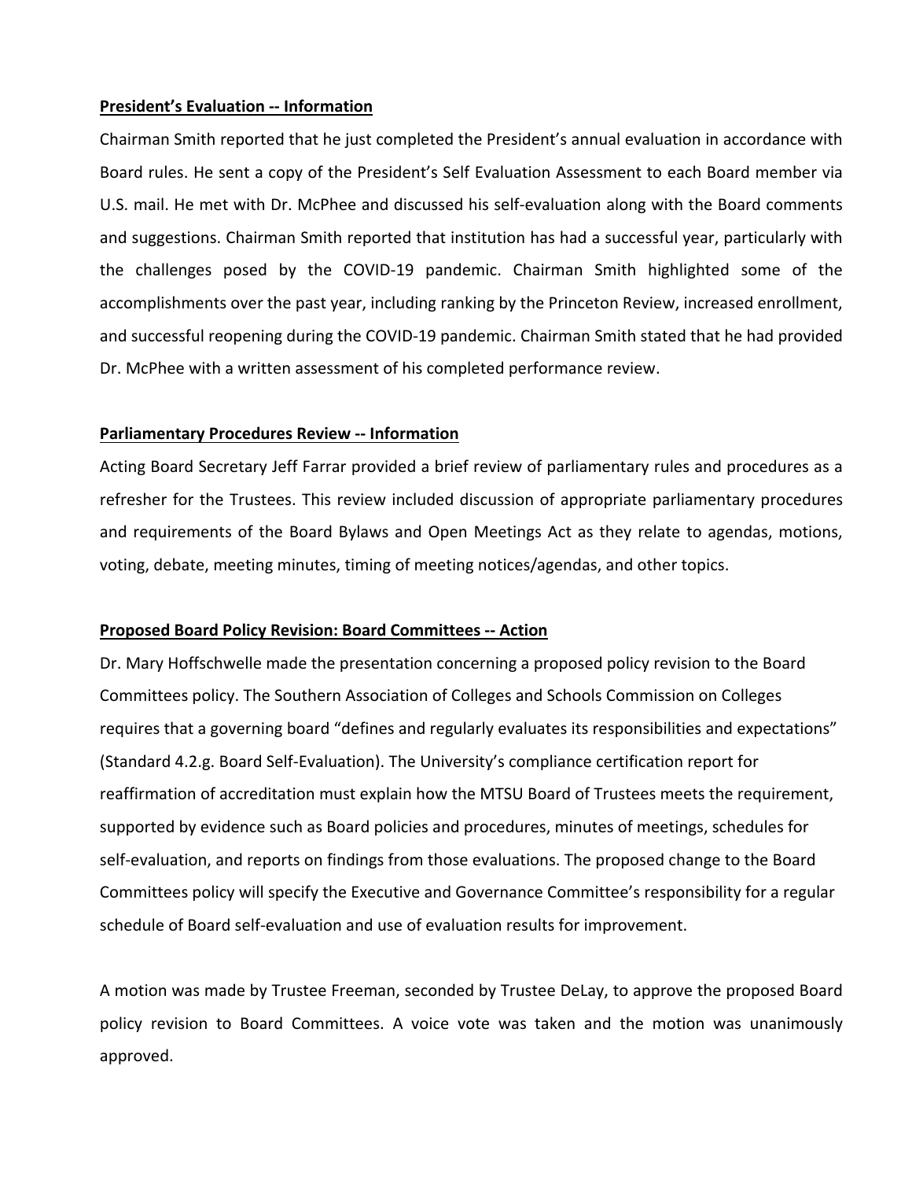**President's Evaluation -- Information**

Chairman Smith reported that he just completed the President's annual evaluation in accordance with Board rules. He sent a copy of the President's Self Evaluation Assessment to each Board member via U.S. mail. He met with Dr. McPhee and discussed his self-evaluation along with the Board comments and suggestions. Chairman Smith reported that institution has had a successful year, particularly with the challenges posed by the COVID-19 pandemic. Chairman Smith highlighted some of the accomplishments over the past year, including ranking by the Princeton Review, increased enrollment, and successful reopening during the COVID-19 pandemic. Chairman Smith stated that he had provided Dr. McPhee with a written assessment of his completed performance review.

**Parliamentary Procedures Review -- Information**

Acting Board Secretary Jeff Farrar provided a brief review of parliamentary rules and procedures as a refresher for the Trustees. This review included discussion of appropriate parliamentary procedures and requirements of the Board Bylaws and Open Meetings Act as they relate to agendas, motions, voting, debate, meeting minutes, timing of meeting notices/agendas, and other topics.

**Proposed Board Policy Revision: Board Committees -- Action**

Dr. Mary Hoffschwelle made the presentation concerning a proposed policy revision to the Board Committees policy. The Southern Association of Colleges and Schools Commission on Colleges requires that a governing board "defines and regularly evaluates its responsibilities and expectations" (Standard 4.2.g. Board Self-Evaluation). The University's compliance certification report for reaffirmation of accreditation must explain how the MTSU Board of Trustees meets the requirement, supported by evidence such as Board policies and procedures, minutes of meetings, schedules for self-evaluation, and reports on findings from those evaluations. The proposed change to the Board Committees policy will specify the Executive and Governance Committee's responsibility for a regular schedule of Board self-evaluation and use of evaluation results for improvement.

A motion was made by Trustee Freeman, seconded by Trustee DeLay, to approve the proposed Board policy revision to Board Committees. A voice vote was taken and the motion was unanimously approved.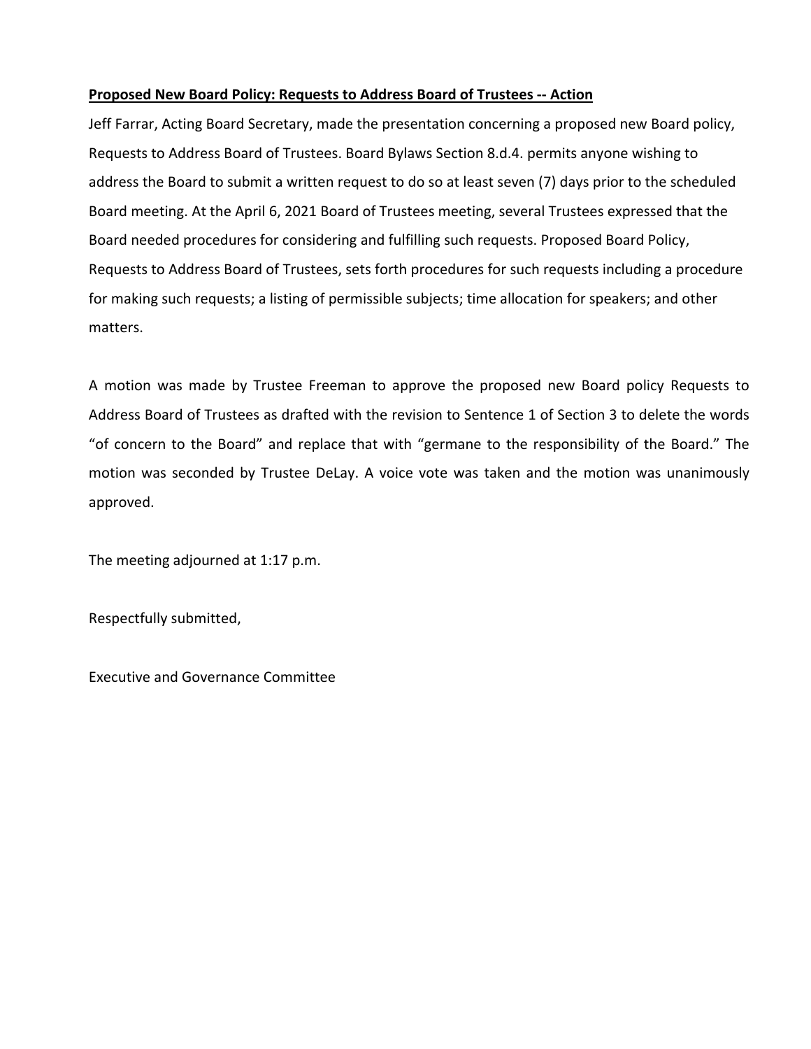**Proposed New Board Policy: Requests to Address Board of Trustees -- Action**

Jeff Farrar, Acting Board Secretary, made the presentation concerning a proposed new Board policy, Requests to Address Board of Trustees. Board Bylaws Section 8.d.4. permits anyone wishing to address the Board to submit a written request to do so at least seven (7) days prior to the scheduled Board meeting. At the April 6, 2021 Board of Trustees meeting, several Trustees expressed that the Board needed procedures for considering and fulfilling such requests. Proposed Board Policy, Requests to Address Board of Trustees, sets forth procedures for such requests including a procedure for making such requests; a listing of permissible subjects; time allocation for speakers; and other matters.

A motion was made by Trustee Freeman to approve the proposed new Board policy Requests to Address Board of Trustees as drafted with the revision to Sentence 1 of Section 3 to delete the words "of concern to the Board" and replace that with "germane to the responsibility of the Board." The motion was seconded by Trustee DeLay. A voice vote was taken and the motion was unanimously approved.

The meeting adjourned at 1:17 p.m.

Respectfully submitted,

Executive and Governance Committee